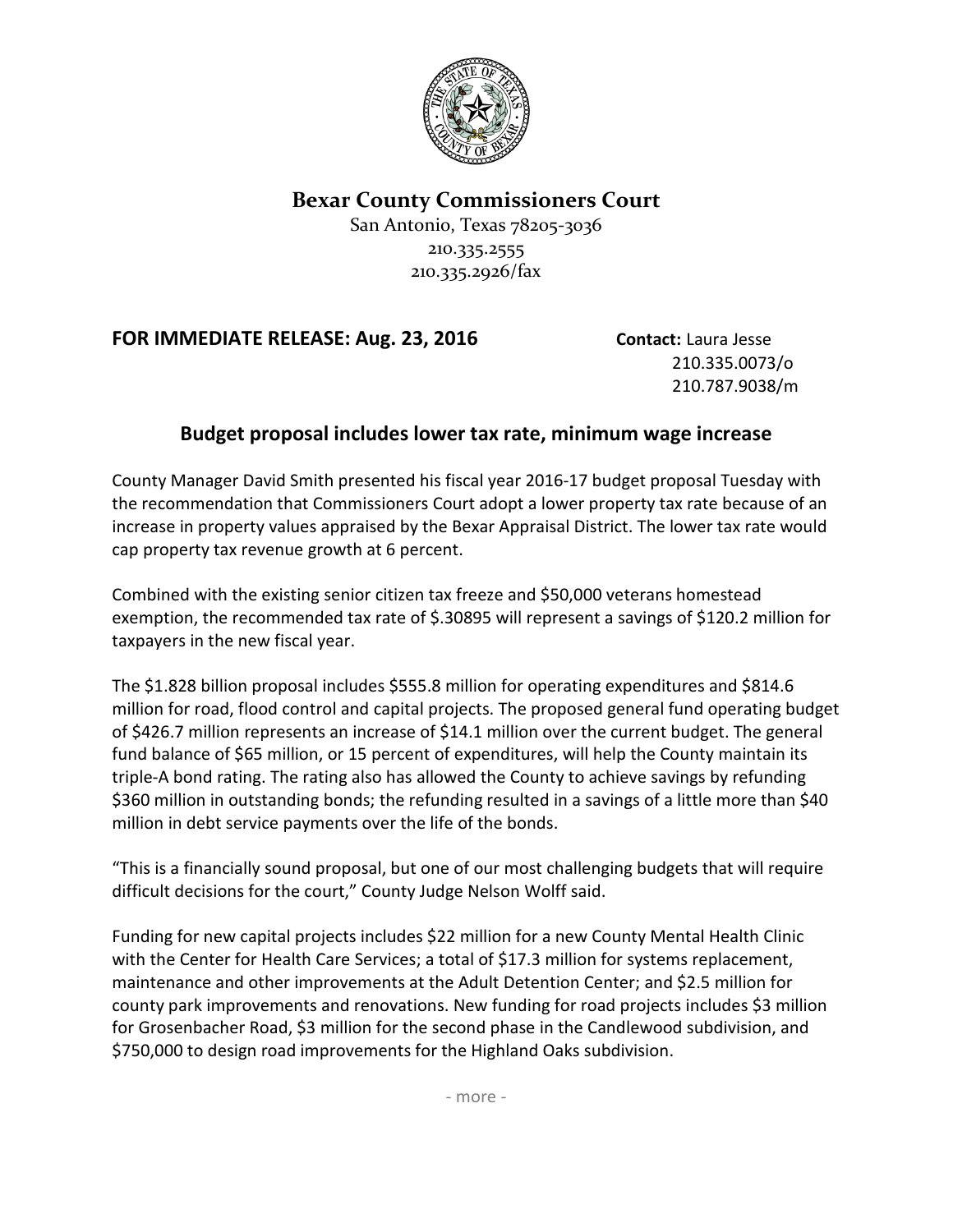# Bexar County Commissioners Court

San Antonio, Texas 78205-3036
210.335.2555
210.335.2926/fax

**FOR IMMEDIATE RELEASE: Aug. 23, 2016**

**Contact:** Laura Jesse
210.335.0073/o
210.787.9038/m

## Budget proposal includes lower tax rate, minimum wage increase

County Manager David Smith presented his fiscal year 2016-17 budget proposal Tuesday with the recommendation that Commissioners Court adopt a lower property tax rate because of an increase in property values appraised by the Bexar Appraisal District. The lower tax rate would cap property tax revenue growth at 6 percent.

Combined with the existing senior citizen tax freeze and $50,000 veterans homestead exemption, the recommended tax rate of $.30895 will represent a savings of $120.2 million for taxpayers in the new fiscal year.

The $1.828 billion proposal includes $555.8 million for operating expenditures and $814.6 million for road, flood control and capital projects. The proposed general fund operating budget of $426.7 million represents an increase of $14.1 million over the current budget. The general fund balance of $65 million, or 15 percent of expenditures, will help the County maintain its triple-A bond rating. The rating also has allowed the County to achieve savings by refunding $360 million in outstanding bonds; the refunding resulted in a savings of a little more than $40 million in debt service payments over the life of the bonds.

"This is a financially sound proposal, but one of our most challenging budgets that will require difficult decisions for the court," County Judge Nelson Wolff said.

Funding for new capital projects includes $22 million for a new County Mental Health Clinic with the Center for Health Care Services; a total of $17.3 million for systems replacement, maintenance and other improvements at the Adult Detention Center; and $2.5 million for county park improvements and renovations. New funding for road projects includes $3 million for Grosenbacher Road, $3 million for the second phase in the Candlewood subdivision, and $750,000 to design road improvements for the Highland Oaks subdivision.

- more -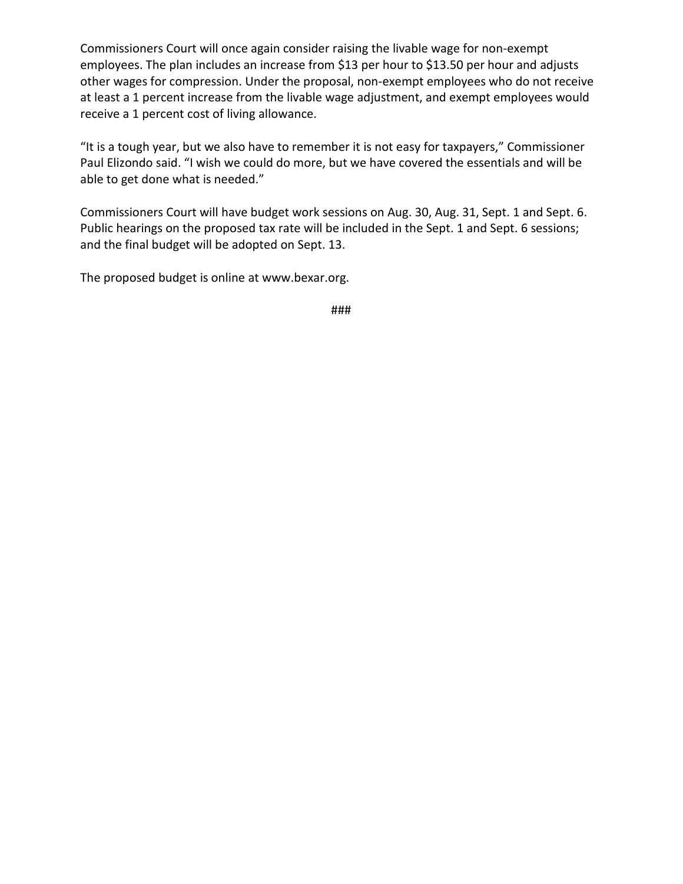Commissioners Court will once again consider raising the livable wage for non-exempt employees. The plan includes an increase from $13 per hour to $13.50 per hour and adjusts other wages for compression. Under the proposal, non-exempt employees who do not receive at least a 1 percent increase from the livable wage adjustment, and exempt employees would receive a 1 percent cost of living allowance.

"It is a tough year, but we also have to remember it is not easy for taxpayers," Commissioner Paul Elizondo said. "I wish we could do more, but we have covered the essentials and will be able to get done what is needed."

Commissioners Court will have budget work sessions on Aug. 30, Aug. 31, Sept. 1 and Sept. 6. Public hearings on the proposed tax rate will be included in the Sept. 1 and Sept. 6 sessions; and the final budget will be adopted on Sept. 13.

The proposed budget is online at www.bexar.org.

###